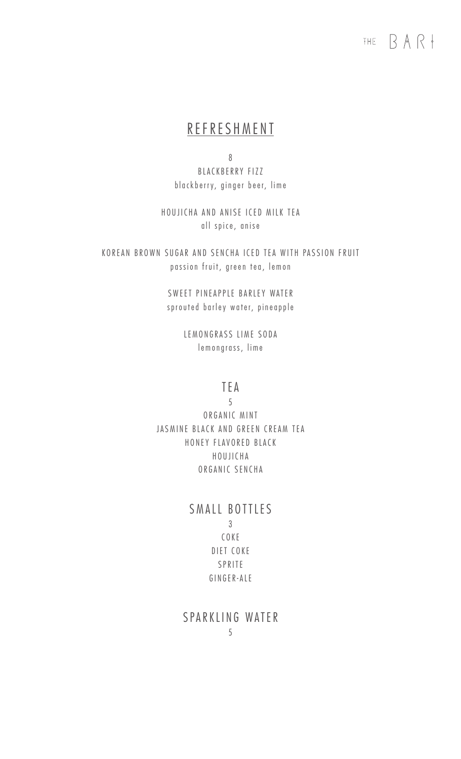THE BARI

## REFRESHMENT

8

BLACKBERRY FIZZ
blackberry, ginger beer, lime

HOUJICHA AND ANISE ICED MILK TEA
all spice, anise

KOREAN BROWN SUGAR AND SENCHA ICED TEA WITH PASSION FRUIT
passion fruit, green tea, lemon

SWEET PINEAPPLE BARLEY WATER
sprouted barley water, pineapple

LEMONGRASS LIME SODA
lemongrass, lime

## TEA

5

ORGANIC MINT
JASMINE BLACK AND GREEN CREAM TEA
HONEY FLAVORED BLACK
HOUJICHA
ORGANIC SENCHA

## SMALL BOTTLES

3

COKE
DIET COKE
SPRITE
GINGER-ALE

## SPARKLING WATER

5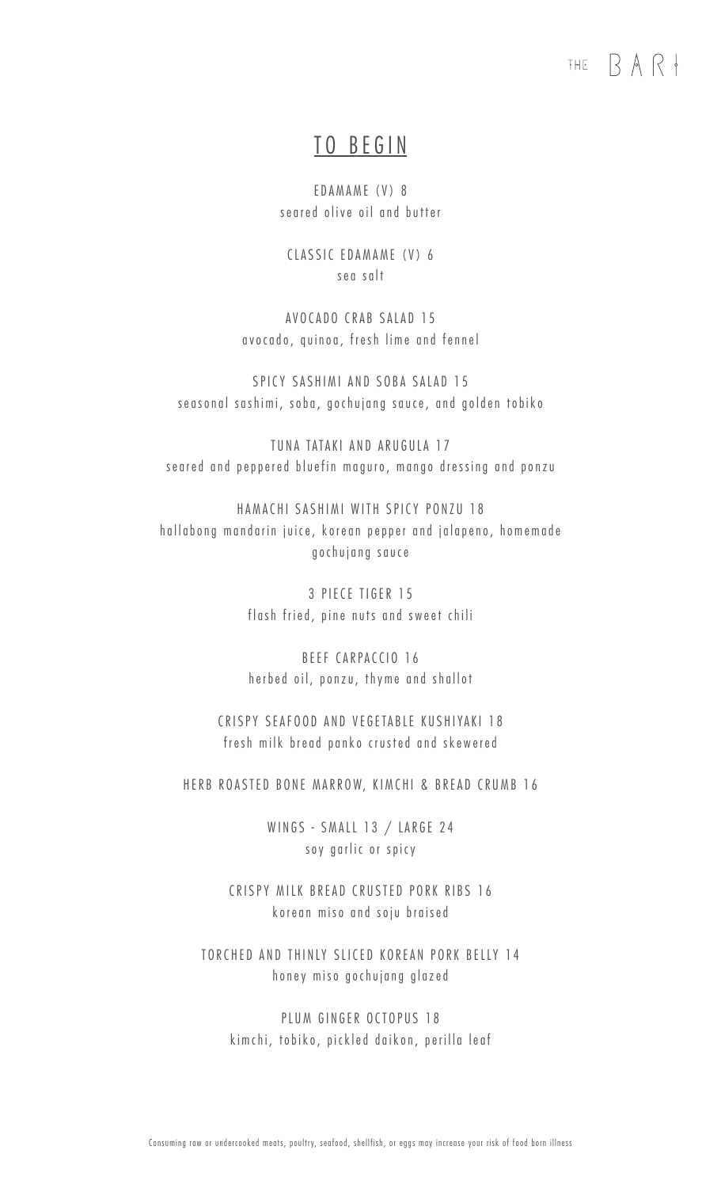THE BAR

## TO BEGIN

EDAMAME (V) 8
seared olive oil and butter

CLASSIC EDAMAME (V) 6
sea salt

AVOCADO CRAB SALAD 15
avocado, quinoa, fresh lime and fennel

SPICY SASHIMI AND SOBA SALAD 15
seasonal sashimi, soba, gochujang sauce, and golden tobiko

TUNA TATAKI AND ARUGULA 17
seared and peppered bluefin maguro, mango dressing and ponzu

HAMACHI SASHIMI WITH SPICY PONZU 18
hallabong mandarin juice, korean pepper and jalapeno, homemade gochujang sauce

3 PIECE TIGER 15
flash fried, pine nuts and sweet chili

BEEF CARPACCIO 16
herbed oil, ponzu, thyme and shallot

CRISPY SEAFOOD AND VEGETABLE KUSHIYAKI 18
fresh milk bread panko crusted and skewered

HERB ROASTED BONE MARROW, KIMCHI & BREAD CRUMB 16

WINGS - SMALL 13 / LARGE 24
soy garlic or spicy

CRISPY MILK BREAD CRUSTED PORK RIBS 16
korean miso and soju braised

TORCHED AND THINLY SLICED KOREAN PORK BELLY 14
honey miso gochujang glazed

PLUM GINGER OCTOPUS 18
kimchi, tobiko, pickled daikon, perilla leaf

Consuming raw or undercooked meats, poultry, seafood, shellfish, or eggs may increase your risk of food born illness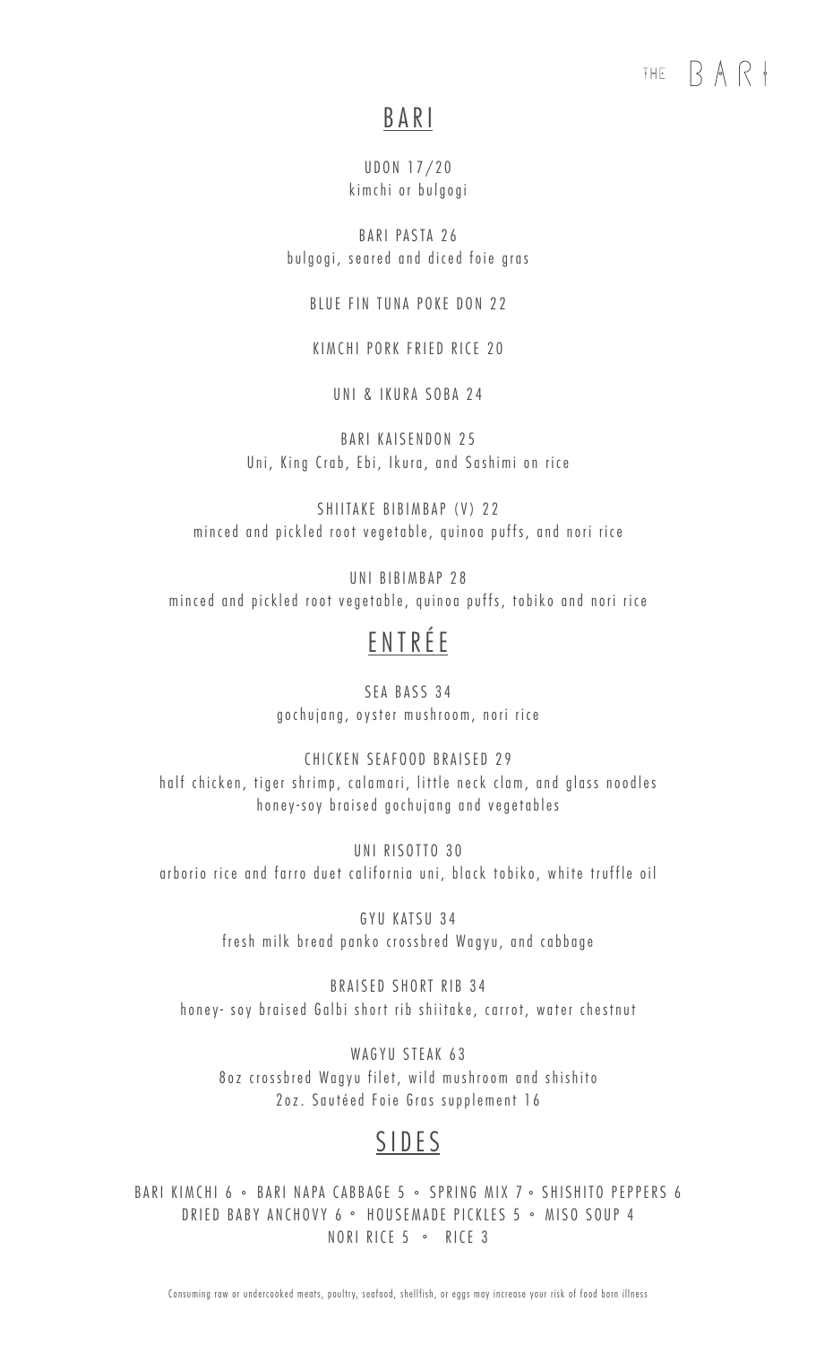THE BARI

## BARI

UDON 17/20
kimchi or bulgogi

BARI PASTA 26
bulgogi, seared and diced foie gras

BLUE FIN TUNA POKE DON 22

KIMCHI PORK FRIED RICE 20

UNI & IKURA SOBA 24

BARI KAISENDON 25
Uni, King Crab, Ebi, Ikura, and Sashimi on rice

SHIITAKE BIBIMBAP (V) 22
minced and pickled root vegetable, quinoa puffs, and nori rice

UNI BIBIMBAP 28
minced and pickled root vegetable, quinoa puffs, tobiko and nori rice

## ENTRÉE

SEA BASS 34
gochujang, oyster mushroom, nori rice

CHICKEN SEAFOOD BRAISED 29
half chicken, tiger shrimp, calamari, little neck clam, and glass noodles
honey-soy braised gochujang and vegetables

UNI RISOTTO 30
arborio rice and farro duet california uni, black tobiko, white truffle oil

GYU KATSU 34
fresh milk bread panko crossbred Wagyu, and cabbage

BRAISED SHORT RIB 34
honey- soy braised Galbi short rib shiitake, carrot, water chestnut

WAGYU STEAK 63
8oz crossbred Wagyu filet, wild mushroom and shishito
2oz. Sautéed Foie Gras supplement 16

## SIDES

BARI KIMCHI 6 ∘ BARI NAPA CABBAGE 5 ∘ SPRING MIX 7 ∘ SHISHITO PEPPERS 6
DRIED BABY ANCHOVY 6 ∘ HOUSEMADE PICKLES 5 ∘ MISO SOUP 4
NORI RICE 5 ∘ RICE 3

Consuming raw or undercooked meats, poultry, seafood, shellfish, or eggs may increase your risk of food born illness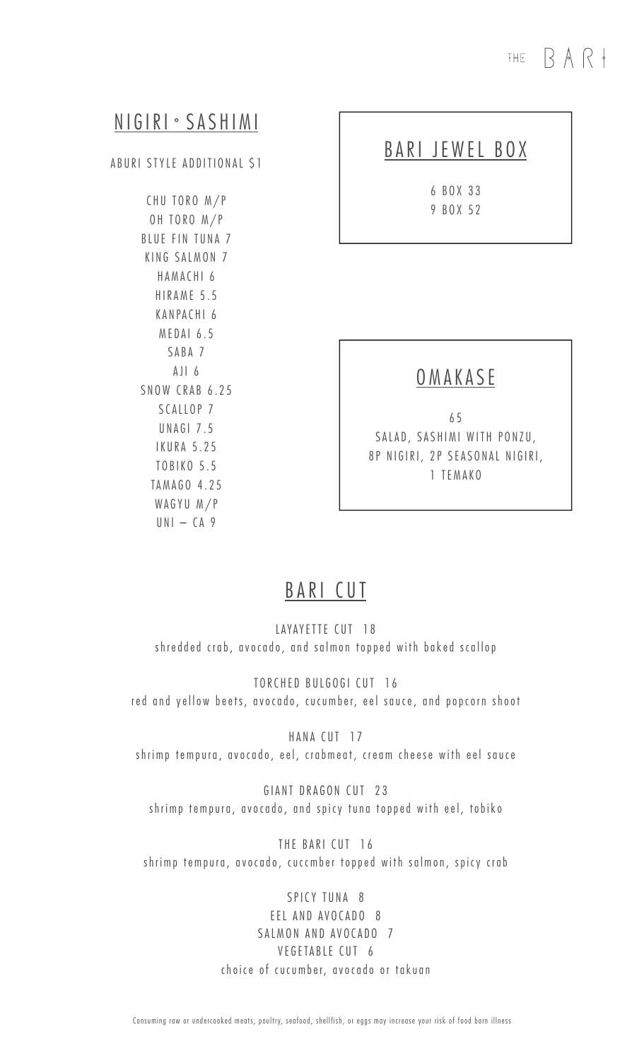THE BARI

## NIGIRI ∘ SASHIMI

ABURI STYLE ADDITIONAL $1

CHU TORO M/P
OH TORO M/P
BLUE FIN TUNA 7
KING SALMON 7
HAMACHI 6
HIRAME 5.5
KANPACHI 6
MEDAI 6.5
SABA 7
AJI 6
SNOW CRAB 6.25
SCALLOP 7
UNAGI 7.5
IKURA 5.25
TOBIKO 5.5
TAMAGO 4.25
WAGYU M/P
UNI – CA 9

## BARI JEWEL BOX

6 BOX 33
9 BOX 52

## OMAKASE

65
SALAD, SASHIMI WITH PONZU,
8P NIGIRI, 2P SEASONAL NIGIRI,
1 TEMAKO

## BARI CUT

LAYAYETTE CUT 18
shredded crab, avocado, and salmon topped with baked scallop

TORCHED BULGOGI CUT 16
red and yellow beets, avocado, cucumber, eel sauce, and popcorn shoot

HANA CUT 17
shrimp tempura, avocado, eel, crabmeat, cream cheese with eel sauce

GIANT DRAGON CUT 23
shrimp tempura, avocado, and spicy tuna topped with eel, tobiko

THE BARI CUT 16
shrimp tempura, avocado, cuccmber topped with salmon, spicy crab

SPICY TUNA 8
EEL AND AVOCADO 8
SALMON AND AVOCADO 7
VEGETABLE CUT 6
choice of cucumber, avocado or takuan

Consuming raw or undercooked meats, poultry, seafood, shellfish, or eggs may increase your risk of food born illness